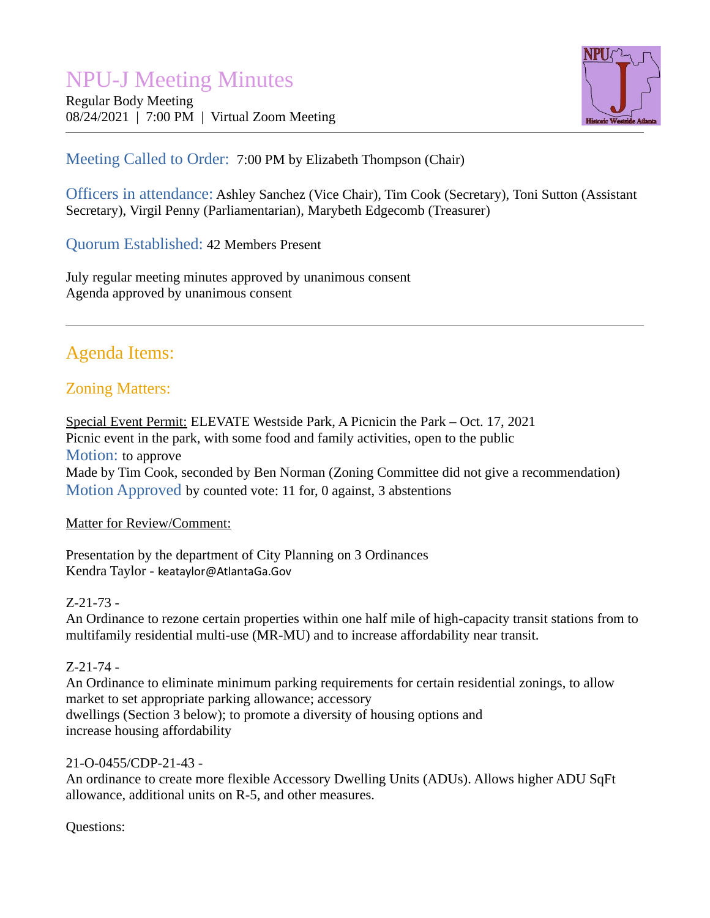# NPU-J Meeting Minutes

Regular Body Meeting
08/24/2021 | 7:00 PM | Virtual Zoom Meeting

---

**Meeting Called to Order:** 7:00 PM by Elizabeth Thompson (Chair)

**Officers in attendance:** Ashley Sanchez (Vice Chair), Tim Cook (Secretary), Toni Sutton (Assistant Secretary), Virgil Penny (Parliamentarian), Marybeth Edgecomb (Treasurer)

**Quorum Established:** 42 Members Present

July regular meeting minutes approved by unanimous consent
Agenda approved by unanimous consent

---

## Agenda Items:

### Zoning Matters:

Special Event Permit: ELEVATE Westside Park, A Picnicin the Park – Oct. 17, 2021
Picnic event in the park, with some food and family activities, open to the public
**Motion:** to approve
Made by Tim Cook, seconded by Ben Norman (Zoning Committee did not give a recommendation)
**Motion Approved** by counted vote: 11 for, 0 against, 3 abstentions

Matter for Review/Comment:

Presentation by the department of City Planning on 3 Ordinances
Kendra Taylor - keataylor@AtlantaGa.Gov

Z-21-73 -
An Ordinance to rezone certain properties within one half mile of high-capacity transit stations from to multifamily residential multi-use (MR-MU) and to increase affordability near transit.

Z-21-74 -
An Ordinance to eliminate minimum parking requirements for certain residential zonings, to allow market to set appropriate parking allowance; accessory
dwellings (Section 3 below); to promote a diversity of housing options and
increase housing affordability

21-O-0455/CDP-21-43 -
An ordinance to create more flexible Accessory Dwelling Units (ADUs). Allows higher ADU SqFt allowance, additional units on R-5, and other measures.

Questions: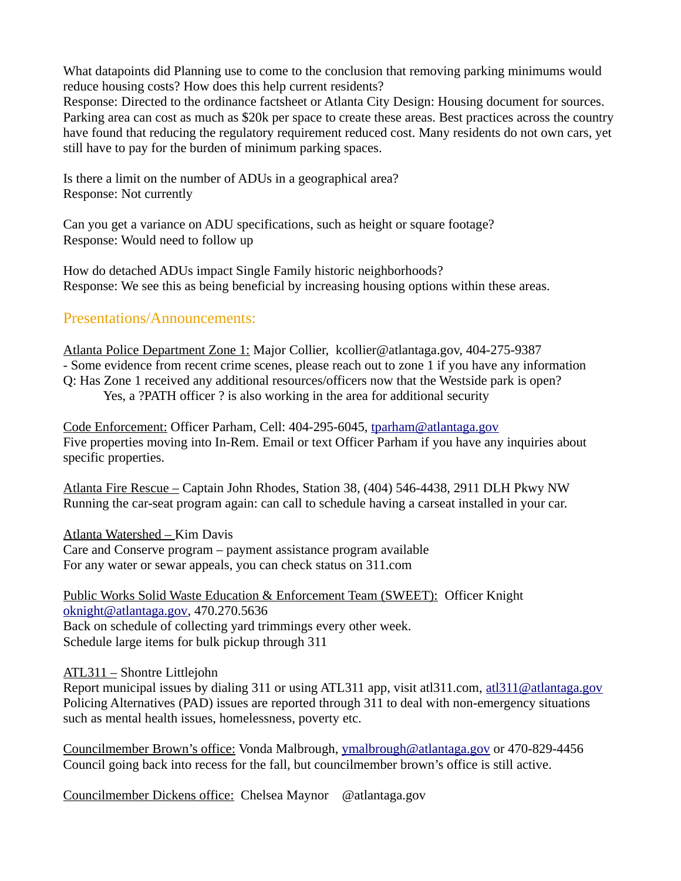What datapoints did Planning use to come to the conclusion that removing parking minimums would reduce housing costs? How does this help current residents?
Response: Directed to the ordinance factsheet or Atlanta City Design: Housing document for sources. Parking area can cost as much as $20k per space to create these areas. Best practices across the country have found that reducing the regulatory requirement reduced cost. Many residents do not own cars, yet still have to pay for the burden of minimum parking spaces.

Is there a limit on the number of ADUs in a geographical area?
Response: Not currently

Can you get a variance on ADU specifications, such as height or square footage?
Response: Would need to follow up

How do detached ADUs impact Single Family historic neighborhoods?
Response: We see this as being beneficial by increasing housing options within these areas.

## Presentations/Announcements:

Atlanta Police Department Zone 1: Major Collier, kcollier@atlantaga.gov, 404-275-9387
- Some evidence from recent crime scenes, please reach out to zone 1 if you have any information

Q: Has Zone 1 received any additional resources/officers now that the Westside park is open?
Yes, a ?PATH officer ? is also working in the area for additional security

Code Enforcement: Officer Parham, Cell: 404-295-6045, tparham@atlantaga.gov
Five properties moving into In-Rem. Email or text Officer Parham if you have any inquiries about specific properties.

Atlanta Fire Rescue – Captain John Rhodes, Station 38, (404) 546-4438, 2911 DLH Pkwy NW
Running the car-seat program again: can call to schedule having a carseat installed in your car.

Atlanta Watershed – Kim Davis
Care and Conserve program – payment assistance program available
For any water or sewar appeals, you can check status on 311.com

Public Works Solid Waste Education & Enforcement Team (SWEET): Officer Knight
oknight@atlantaga.gov, 470.270.5636
Back on schedule of collecting yard trimmings every other week.
Schedule large items for bulk pickup through 311

ATL311 – Shontre Littlejohn
Report municipal issues by dialing 311 or using ATL311 app, visit atl311.com, atl311@atlantaga.gov
Policing Alternatives (PAD) issues are reported through 311 to deal with non-emergency situations such as mental health issues, homelessness, poverty etc.

Councilmember Brown's office: Vonda Malbrough, ymalbrough@atlantaga.gov or 470-829-4456
Council going back into recess for the fall, but councilmember brown's office is still active.

Councilmember Dickens office: Chelsea Maynor @atlantaga.gov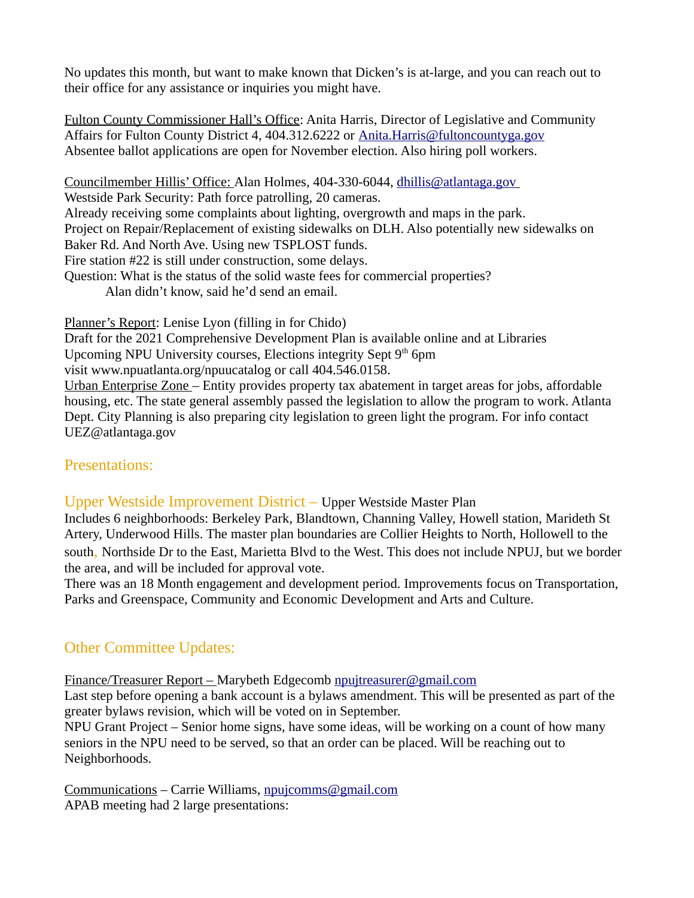No updates this month, but want to make known that Dicken's is at-large, and you can reach out to their office for any assistance or inquiries you might have.

Fulton County Commissioner Hall's Office: Anita Harris, Director of Legislative and Community Affairs for Fulton County District 4, 404.312.6222 or Anita.Harris@fultoncountyga.gov
Absentee ballot applications are open for November election. Also hiring poll workers.

Councilmember Hillis' Office: Alan Holmes, 404-330-6044, dhillis@atlantaga.gov
Westside Park Security: Path force patrolling, 20 cameras.
Already receiving some complaints about lighting, overgrowth and maps in the park.
Project on Repair/Replacement of existing sidewalks on DLH. Also potentially new sidewalks on Baker Rd. And North Ave. Using new TSPLOST funds.
Fire station #22 is still under construction, some delays.
Question: What is the status of the solid waste fees for commercial properties?
    Alan didn't know, said he'd send an email.

Planner's Report: Lenise Lyon (filling in for Chido)
Draft for the 2021 Comprehensive Development Plan is available online and at Libraries
Upcoming NPU University courses, Elections integrity Sept 9th 6pm
visit www.npuatlanta.org/npuucatalog or call 404.546.0158.
Urban Enterprise Zone – Entity provides property tax abatement in target areas for jobs, affordable housing, etc. The state general assembly passed the legislation to allow the program to work. Atlanta Dept. City Planning is also preparing city legislation to green light the program. For info contact UEZ@atlantaga.gov

## Presentations:

### Upper Westside Improvement District – Upper Westside Master Plan

Includes 6 neighborhoods: Berkeley Park, Blandtown, Channing Valley, Howell station, Marideth St Artery, Underwood Hills. The master plan boundaries are Collier Heights to North, Hollowell to the south, Northside Dr to the East, Marietta Blvd to the West. This does not include NPUJ, but we border the area, and will be included for approval vote.
There was an 18 Month engagement and development period. Improvements focus on Transportation, Parks and Greenspace, Community and Economic Development and Arts and Culture.

## Other Committee Updates:

Finance/Treasurer Report – Marybeth Edgecomb npujtreasurer@gmail.com
Last step before opening a bank account is a bylaws amendment. This will be presented as part of the greater bylaws revision, which will be voted on in September.
NPU Grant Project – Senior home signs, have some ideas, will be working on a count of how many seniors in the NPU need to be served, so that an order can be placed. Will be reaching out to Neighborhoods.

Communications – Carrie Williams, npujcomms@gmail.com
APAB meeting had 2 large presentations: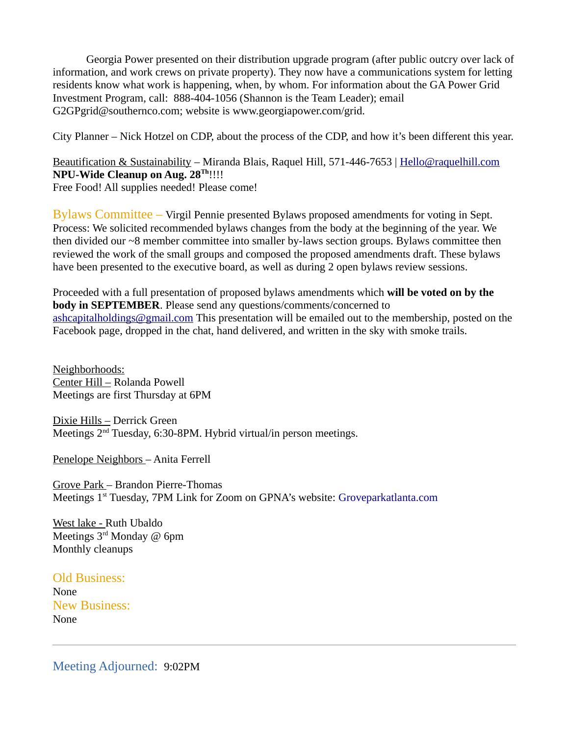Georgia Power presented on their distribution upgrade program (after public outcry over lack of information, and work crews on private property). They now have a communications system for letting residents know what work is happening, when, by whom. For information about the GA Power Grid Investment Program, call: 888-404-1056 (Shannon is the Team Leader); email G2GPgrid@southernco.com; website is www.georgiapower.com/grid.

City Planner – Nick Hotzel on CDP, about the process of the CDP, and how it's been different this year.

Beautification & Sustainability – Miranda Blais, Raquel Hill, 571-446-7653 | Hello@raquelhill.com
**NPU-Wide Cleanup on Aug. 28Th!!!!**
Free Food! All supplies needed! Please come!

## Bylaws Committee –

Virgil Pennie presented Bylaws proposed amendments for voting in Sept. Process: We solicited recommended bylaws changes from the body at the beginning of the year. We then divided our ~8 member committee into smaller by-laws section groups. Bylaws committee then reviewed the work of the small groups and composed the proposed amendments draft. These bylaws have been presented to the executive board, as well as during 2 open bylaws review sessions.

Proceeded with a full presentation of proposed bylaws amendments which **will be voted on by the body in SEPTEMBER**. Please send any questions/comments/concerned to ashcapitalholdings@gmail.com This presentation will be emailed out to the membership, posted on the Facebook page, dropped in the chat, hand delivered, and written in the sky with smoke trails.

Neighborhoods:

Center Hill – Rolanda Powell
Meetings are first Thursday at 6PM

Dixie Hills – Derrick Green
Meetings 2nd Tuesday, 6:30-8PM. Hybrid virtual/in person meetings.

Penelope Neighbors – Anita Ferrell

Grove Park – Brandon Pierre-Thomas
Meetings 1st Tuesday, 7PM Link for Zoom on GPNA's website: Groveparkatlanta.com

West lake - Ruth Ubaldo
Meetings 3rd Monday @ 6pm
Monthly cleanups

## Old Business:

None

## New Business:

None

---

## Meeting Adjourned: 9:02PM